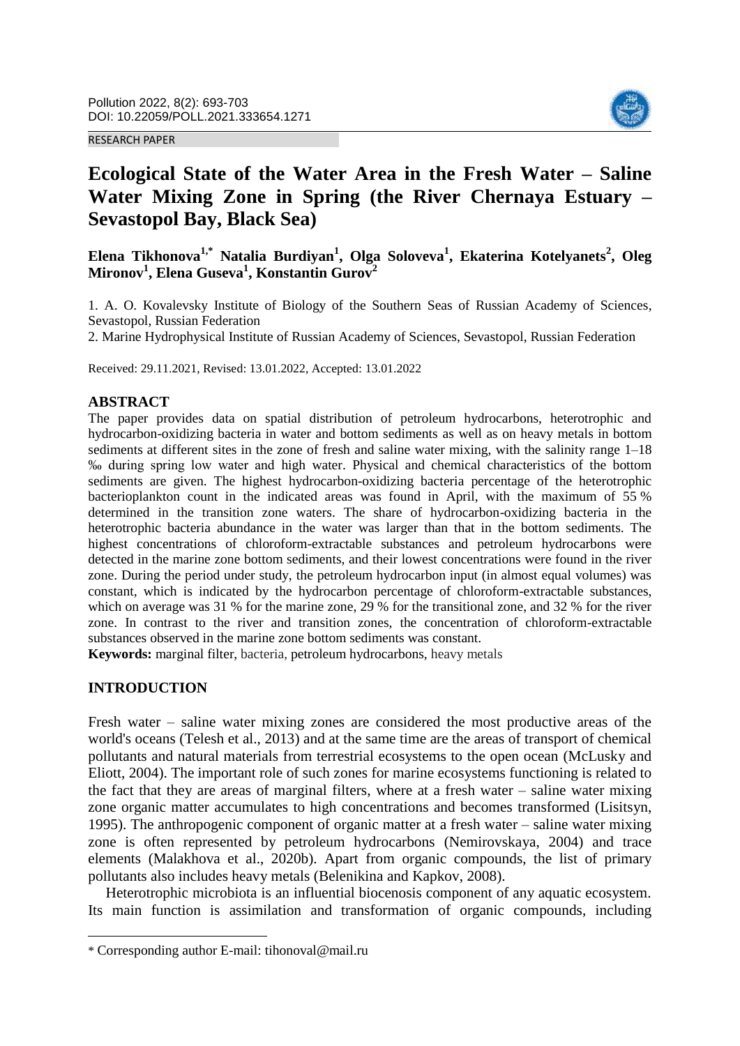RESEARCH PAPER

# Ecological State of the Water Area in the Fresh Water – Saline Water Mixing Zone in Spring (the River Chernaya Estuary – Sevastopol Bay, Black Sea)

**Elena Tikhonova[1,*] Natalia Burdiyan[1], Olga Soloveva[1], Ekaterina Kotelyanets[2], Oleg Mironov[1], Elena Guseva[1], Konstantin Gurov[2]**

1. A. O. Kovalevsky Institute of Biology of the Southern Seas of Russian Academy of Sciences, Sevastopol, Russian Federation

2. Marine Hydrophysical Institute of Russian Academy of Sciences, Sevastopol, Russian Federation

Received: 29.11.2021, Revised: 13.01.2022, Accepted: 13.01.2022

## ABSTRACT

The paper provides data on spatial distribution of petroleum hydrocarbons, heterotrophic and hydrocarbon-oxidizing bacteria in water and bottom sediments as well as on heavy metals in bottom sediments at different sites in the zone of fresh and saline water mixing, with the salinity range 1–18 ‰ during spring low water and high water. Physical and chemical characteristics of the bottom sediments are given. The highest hydrocarbon-oxidizing bacteria percentage of the heterotrophic bacterioplankton count in the indicated areas was found in April, with the maximum of 55 % determined in the transition zone waters. The share of hydrocarbon-oxidizing bacteria in the heterotrophic bacteria abundance in the water was larger than that in the bottom sediments. The highest concentrations of chloroform-extractable substances and petroleum hydrocarbons were detected in the marine zone bottom sediments, and their lowest concentrations were found in the river zone. During the period under study, the petroleum hydrocarbon input (in almost equal volumes) was constant, which is indicated by the hydrocarbon percentage of chloroform-extractable substances, which on average was 31 % for the marine zone, 29 % for the transitional zone, and 32 % for the river zone. In contrast to the river and transition zones, the concentration of chloroform-extractable substances observed in the marine zone bottom sediments was constant.

**Keywords:** marginal filter, bacteria, petroleum hydrocarbons, heavy metals

## INTRODUCTION

Fresh water – saline water mixing zones are considered the most productive areas of the world's oceans (Telesh et al., 2013) and at the same time are the areas of transport of chemical pollutants and natural materials from terrestrial ecosystems to the open ocean (McLusky and Eliott, 2004). The important role of such zones for marine ecosystems functioning is related to the fact that they are areas of marginal filters, where at a fresh water – saline water mixing zone organic matter accumulates to high concentrations and becomes transformed (Lisitsyn, 1995). The anthropogenic component of organic matter at a fresh water – saline water mixing zone is often represented by petroleum hydrocarbons (Nemirovskaya, 2004) and trace elements (Malakhova et al., 2020b). Apart from organic compounds, the list of primary pollutants also includes heavy metals (Belenikina and Kapkov, 2008).

Heterotrophic microbiota is an influential biocenosis component of any aquatic ecosystem. Its main function is assimilation and transformation of organic compounds, including

* Corresponding author E-mail: tihonoval@mail.ru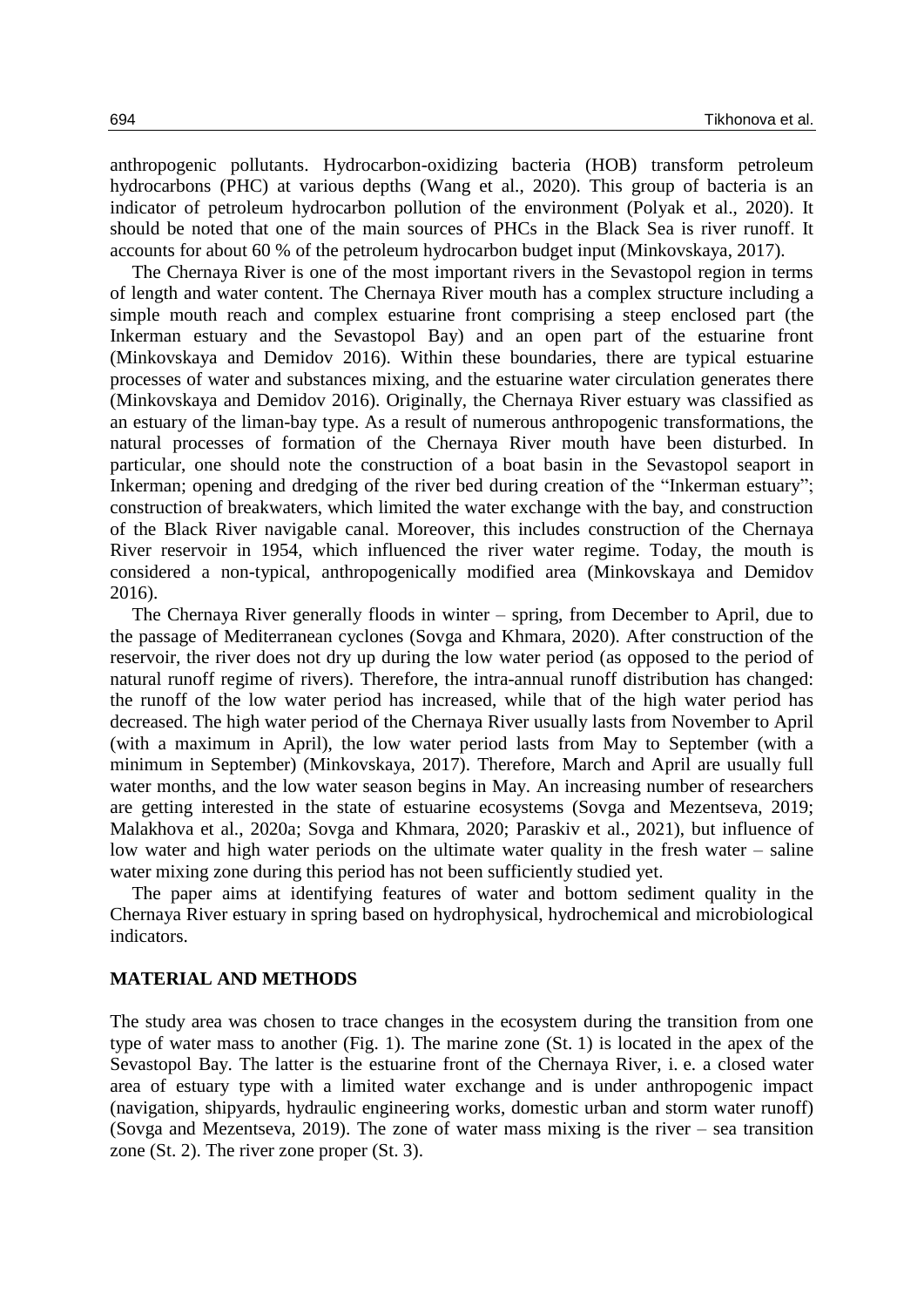anthropogenic pollutants. Hydrocarbon-oxidizing bacteria (HOB) transform petroleum hydrocarbons (PHC) at various depths (Wang et al., 2020). This group of bacteria is an indicator of petroleum hydrocarbon pollution of the environment (Polyak et al., 2020). It should be noted that one of the main sources of PHCs in the Black Sea is river runoff. It accounts for about 60 % of the petroleum hydrocarbon budget input (Minkovskaya, 2017).

The Chernaya River is one of the most important rivers in the Sevastopol region in terms of length and water content. The Chernaya River mouth has a complex structure including a simple mouth reach and complex estuarine front comprising a steep enclosed part (the Inkerman estuary and the Sevastopol Bay) and an open part of the estuarine front (Minkovskaya and Demidov 2016). Within these boundaries, there are typical estuarine processes of water and substances mixing, and the estuarine water circulation generates there (Minkovskaya and Demidov 2016). Originally, the Chernaya River estuary was classified as an estuary of the liman-bay type. As a result of numerous anthropogenic transformations, the natural processes of formation of the Chernaya River mouth have been disturbed. In particular, one should note the construction of a boat basin in the Sevastopol seaport in Inkerman; opening and dredging of the river bed during creation of the "Inkerman estuary"; construction of breakwaters, which limited the water exchange with the bay, and construction of the Black River navigable canal. Moreover, this includes construction of the Chernaya River reservoir in 1954, which influenced the river water regime. Today, the mouth is considered a non-typical, anthropogenically modified area (Minkovskaya and Demidov 2016).

The Chernaya River generally floods in winter – spring, from December to April, due to the passage of Mediterranean cyclones (Sovga and Khmara, 2020). After construction of the reservoir, the river does not dry up during the low water period (as opposed to the period of natural runoff regime of rivers). Therefore, the intra-annual runoff distribution has changed: the runoff of the low water period has increased, while that of the high water period has decreased. The high water period of the Chernaya River usually lasts from November to April (with a maximum in April), the low water period lasts from May to September (with a minimum in September) (Minkovskaya, 2017). Therefore, March and April are usually full water months, and the low water season begins in May. An increasing number of researchers are getting interested in the state of estuarine ecosystems (Sovga and Mezentseva, 2019; Malakhova et al., 2020a; Sovga and Khmara, 2020; Paraskiv et al., 2021), but influence of low water and high water periods on the ultimate water quality in the fresh water – saline water mixing zone during this period has not been sufficiently studied yet.

The paper aims at identifying features of water and bottom sediment quality in the Chernaya River estuary in spring based on hydrophysical, hydrochemical and microbiological indicators.

## MATERIAL AND METHODS

The study area was chosen to trace changes in the ecosystem during the transition from one type of water mass to another (Fig. 1). The marine zone (St. 1) is located in the apex of the Sevastopol Bay. The latter is the estuarine front of the Chernaya River, i. e. a closed water area of estuary type with a limited water exchange and is under anthropogenic impact (navigation, shipyards, hydraulic engineering works, domestic urban and storm water runoff) (Sovga and Mezentseva, 2019). The zone of water mass mixing is the river – sea transition zone (St. 2). The river zone proper (St. 3).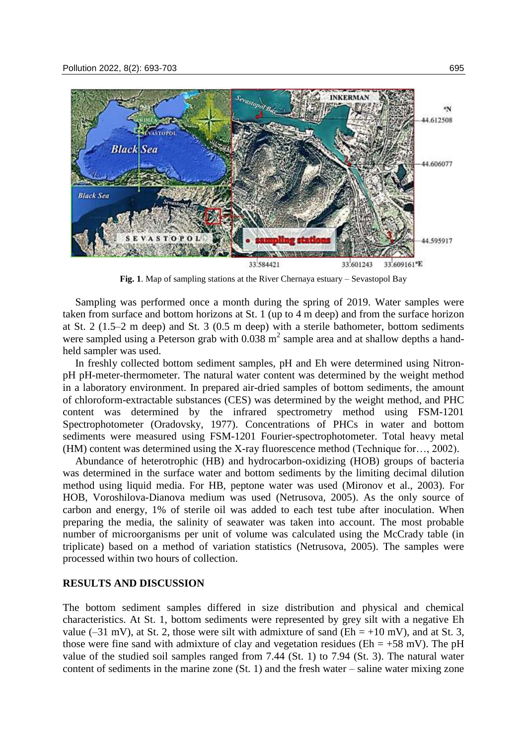**Fig. 1**. Map of sampling stations at the River Chernaya estuary – Sevastopol Bay

Sampling was performed once a month during the spring of 2019. Water samples were taken from surface and bottom horizons at St. 1 (up to 4 m deep) and from the surface horizon at St. 2 (1.5–2 m deep) and St. 3 (0.5 m deep) with a sterile bathometer, bottom sediments were sampled using a Peterson grab with 0.038 $m^2$ sample area and at shallow depths a hand-held sampler was used.

In freshly collected bottom sediment samples, pH and Eh were determined using Nitron-pH pH-meter-thermometer. The natural water content was determined by the weight method in a laboratory environment. In prepared air-dried samples of bottom sediments, the amount of chloroform-extractable substances (CES) was determined by the weight method, and PHC content was determined by the infrared spectrometry method using FSM-1201 Spectrophotometer (Oradovsky, 1977). Concentrations of PHCs in water and bottom sediments were measured using FSM-1201 Fourier-spectrophotometer. Total heavy metal (HM) content was determined using the X-ray fluorescence method (Technique for…, 2002).

Abundance of heterotrophic (HB) and hydrocarbon-oxidizing (HOB) groups of bacteria was determined in the surface water and bottom sediments by the limiting decimal dilution method using liquid media. For HB, peptone water was used (Mironov et al., 2003). For HOB, Voroshilova-Dianova medium was used (Netrusova, 2005). As the only source of carbon and energy, 1% of sterile oil was added to each test tube after inoculation. When preparing the media, the salinity of seawater was taken into account. The most probable number of microorganisms per unit of volume was calculated using the McCrady table (in triplicate) based on a method of variation statistics (Netrusova, 2005). The samples were processed within two hours of collection.

## RESULTS AND DISCUSSION

The bottom sediment samples differed in size distribution and physical and chemical characteristics. At St. 1, bottom sediments were represented by grey silt with a negative Eh value (–31 mV), at St. 2, those were silt with admixture of sand (Eh = +10 mV), and at St. 3, those were fine sand with admixture of clay and vegetation residues (Eh = +58 mV). The pH value of the studied soil samples ranged from 7.44 (St. 1) to 7.94 (St. 3). The natural water content of sediments in the marine zone (St. 1) and the fresh water – saline water mixing zone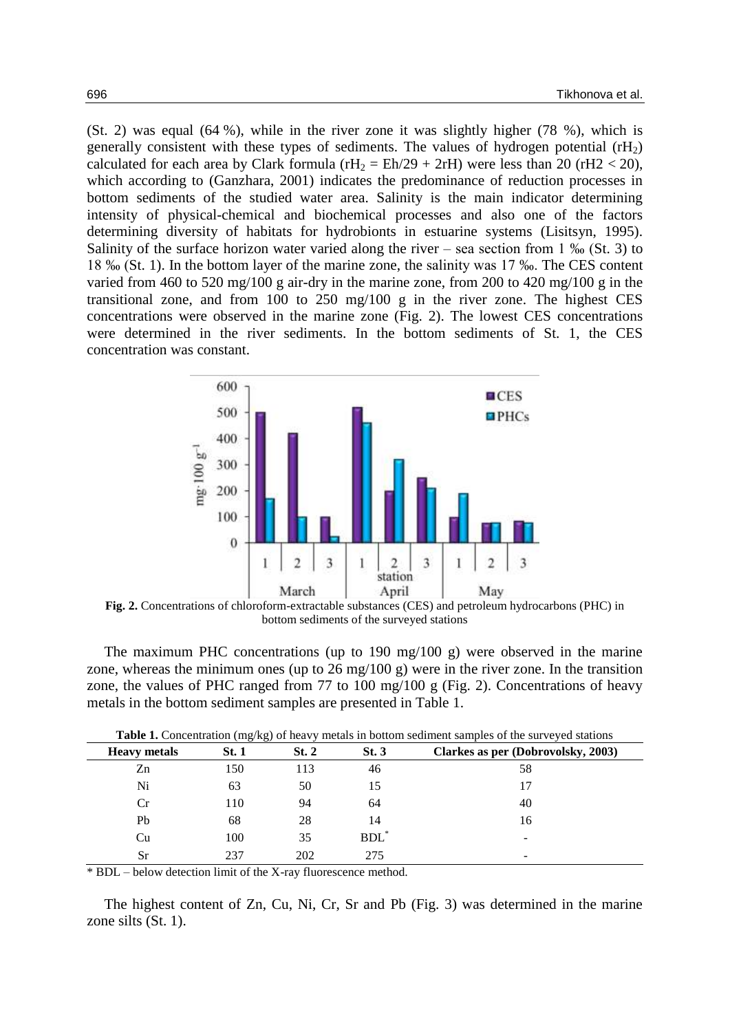(St. 2) was equal (64 %), while in the river zone it was slightly higher (78 %), which is generally consistent with these types of sediments. The values of hydrogen potential ($rH_2$) calculated for each area by Clark formula ($rH_2 = Eh/29 + 2rH$) were less than 20 ($rH2 < 20$), which according to (Ganzhara, 2001) indicates the predominance of reduction processes in bottom sediments of the studied water area. Salinity is the main indicator determining intensity of physical-chemical and biochemical processes and also one of the factors determining diversity of habitats for hydrobionts in estuarine systems (Lisitsyn, 1995). Salinity of the surface horizon water varied along the river – sea section from 1 ‰ (St. 3) to 18 ‰ (St. 1). In the bottom layer of the marine zone, the salinity was 17 ‰. The CES content varied from 460 to 520 mg/100 g air-dry in the marine zone, from 200 to 420 mg/100 g in the transitional zone, and from 100 to 250 mg/100 g in the river zone. The highest CES concentrations were observed in the marine zone (Fig. 2). The lowest CES concentrations were determined in the river sediments. In the bottom sediments of St. 1, the CES concentration was constant.

600
500
400
300
200
100
0
$mg \cdot 100\ g^{-1}$
CES
PHCs
1 2 3 1 2 3 1 2 3
station
March April May

**Fig. 2.** Concentrations of chloroform-extractable substances (CES) and petroleum hydrocarbons (PHC) in bottom sediments of the surveyed stations

The maximum PHC concentrations (up to 190 mg/100 g) were observed in the marine zone, whereas the minimum ones (up to 26 mg/100 g) were in the river zone. In the transition zone, the values of PHC ranged from 77 to 100 mg/100 g (Fig. 2). Concentrations of heavy metals in the bottom sediment samples are presented in Table 1.

**Table 1.** Concentration (mg/kg) of heavy metals in bottom sediment samples of the surveyed stations

| Heavy metals | St. 1 | St. 2 | St. 3 | Clarkes as per (Dobrovolsky, 2003) |
|---|---|---|---|---|
| Zn | 150 | 113 | 46 | 58 |
| Ni | 63 | 50 | 15 | 17 |
| Cr | 110 | 94 | 64 | 40 |
| Pb | 68 | 28 | 14 | 16 |
| Cu | 100 | 35 | BDL* | - |
| Sr | 237 | 202 | 275 | - |

* BDL – below detection limit of the X-ray fluorescence method.

The highest content of Zn, Cu, Ni, Cr, Sr and Pb (Fig. 3) was determined in the marine zone silts (St. 1).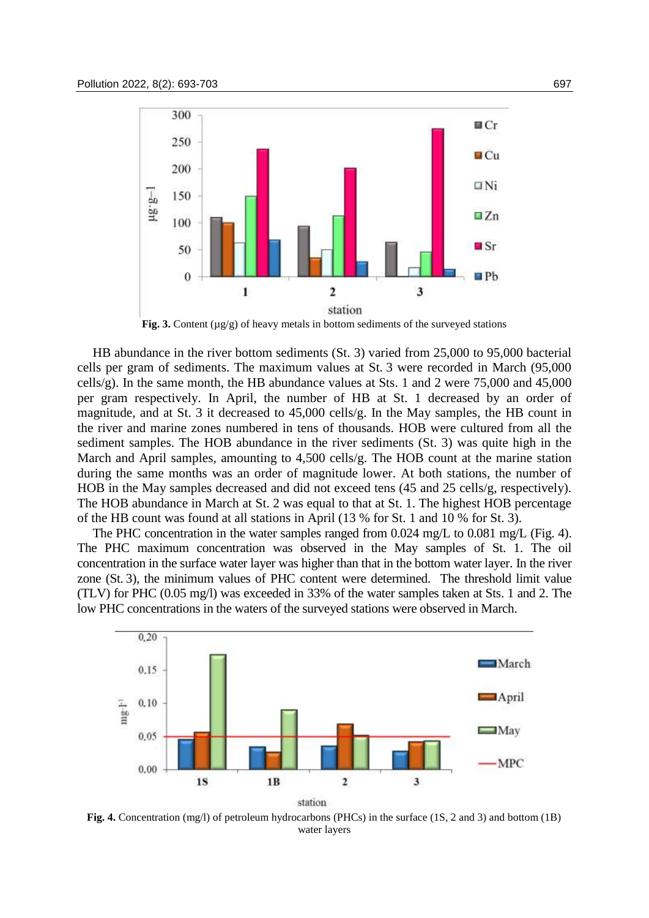300
250
200
150
100
50
0

μg·g−1

1
2
3

station

Cr
Cu
Ni
Zn
Sr
Pb

**Fig. 3.** Content (µg/g) of heavy metals in bottom sediments of the surveyed stations

HB abundance in the river bottom sediments (St. 3) varied from 25,000 to 95,000 bacterial cells per gram of sediments. The maximum values at St. 3 were recorded in March (95,000 cells/g). In the same month, the HB abundance values at Sts. 1 and 2 were 75,000 and 45,000 per gram respectively. In April, the number of HB at St. 1 decreased by an order of magnitude, and at St. 3 it decreased to 45,000 cells/g. In the May samples, the HB count in the river and marine zones numbered in tens of thousands. HOB were cultured from all the sediment samples. The HOB abundance in the river sediments (St. 3) was quite high in the March and April samples, amounting to 4,500 cells/g. The HOB count at the marine station during the same months was an order of magnitude lower. At both stations, the number of HOB in the May samples decreased and did not exceed tens (45 and 25 cells/g, respectively). The HOB abundance in March at St. 2 was equal to that at St. 1. The highest HOB percentage of the HB count was found at all stations in April (13 % for St. 1 and 10 % for St. 3).

The PHC concentration in the water samples ranged from 0.024 mg/L to 0.081 mg/L (Fig. 4). The PHC maximum concentration was observed in the May samples of St. 1. The oil concentration in the surface water layer was higher than that in the bottom water layer. In the river zone (St. 3), the minimum values of PHC content were determined. The threshold limit value (TLV) for PHC (0.05 mg/l) was exceeded in 33% of the water samples taken at Sts. 1 and 2. The low PHC concentrations in the waters of the surveyed stations were observed in March.

0.20
0.15
0.10
0.05
0.00

mg·l-1

1S
1B
2
3

station

March
April
May
MPC

**Fig. 4.** Concentration (mg/l) of petroleum hydrocarbons (PHCs) in the surface (1S, 2 and 3) and bottom (1B) water layers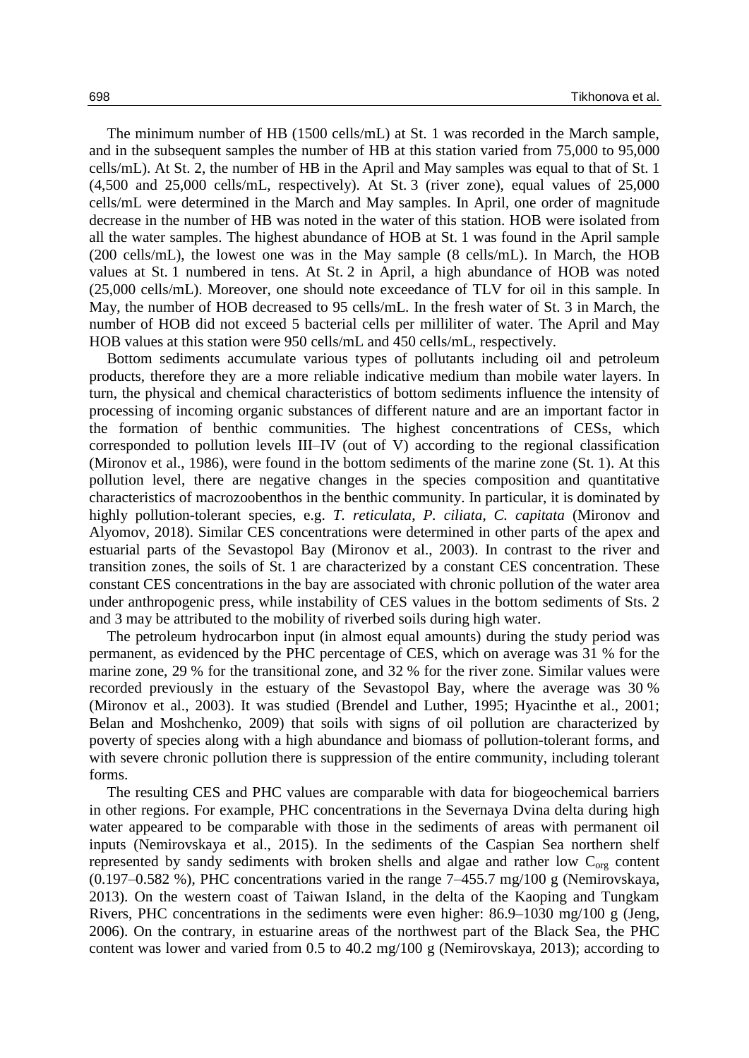The minimum number of HB (1500 cells/mL) at St. 1 was recorded in the March sample, and in the subsequent samples the number of HB at this station varied from 75,000 to 95,000 cells/mL). At St. 2, the number of HB in the April and May samples was equal to that of St. 1 (4,500 and 25,000 cells/mL, respectively). At St. 3 (river zone), equal values of 25,000 cells/mL were determined in the March and May samples. In April, one order of magnitude decrease in the number of HB was noted in the water of this station. HOB were isolated from all the water samples. The highest abundance of HOB at St. 1 was found in the April sample (200 cells/mL), the lowest one was in the May sample (8 cells/mL). In March, the HOB values at St. 1 numbered in tens. At St. 2 in April, a high abundance of HOB was noted (25,000 cells/mL). Moreover, one should note exceedance of TLV for oil in this sample. In May, the number of HOB decreased to 95 cells/mL. In the fresh water of St. 3 in March, the number of HOB did not exceed 5 bacterial cells per milliliter of water. The April and May HOB values at this station were 950 cells/mL and 450 cells/mL, respectively.

Bottom sediments accumulate various types of pollutants including oil and petroleum products, therefore they are a more reliable indicative medium than mobile water layers. In turn, the physical and chemical characteristics of bottom sediments influence the intensity of processing of incoming organic substances of different nature and are an important factor in the formation of benthic communities. The highest concentrations of CESs, which corresponded to pollution levels III–IV (out of V) according to the regional classification (Mironov et al., 1986), were found in the bottom sediments of the marine zone (St. 1). At this pollution level, there are negative changes in the species composition and quantitative characteristics of macrozoobenthos in the benthic community. In particular, it is dominated by highly pollution-tolerant species, e.g. *T. reticulata*, *P. ciliata*, *C. capitata* (Mironov and Alyomov, 2018). Similar CES concentrations were determined in other parts of the apex and estuarial parts of the Sevastopol Bay (Mironov et al., 2003). In contrast to the river and transition zones, the soils of St. 1 are characterized by a constant CES concentration. These constant CES concentrations in the bay are associated with chronic pollution of the water area under anthropogenic press, while instability of CES values in the bottom sediments of Sts. 2 and 3 may be attributed to the mobility of riverbed soils during high water.

The petroleum hydrocarbon input (in almost equal amounts) during the study period was permanent, as evidenced by the PHC percentage of CES, which on average was 31 % for the marine zone, 29 % for the transitional zone, and 32 % for the river zone. Similar values were recorded previously in the estuary of the Sevastopol Bay, where the average was 30 % (Mironov et al., 2003). It was studied (Brendel and Luther, 1995; Hyacinthe et al., 2001; Belan and Moshchenko, 2009) that soils with signs of oil pollution are characterized by poverty of species along with a high abundance and biomass of pollution-tolerant forms, and with severe chronic pollution there is suppression of the entire community, including tolerant forms.

The resulting CES and PHC values are comparable with data for biogeochemical barriers in other regions. For example, PHC concentrations in the Severnaya Dvina delta during high water appeared to be comparable with those in the sediments of areas with permanent oil inputs (Nemirovskaya et al., 2015). In the sediments of the Caspian Sea northern shelf represented by sandy sediments with broken shells and algae and rather low $C_{org}$ content (0.197–0.582 %), PHC concentrations varied in the range 7–455.7 mg/100 g (Nemirovskaya, 2013). On the western coast of Taiwan Island, in the delta of the Kaoping and Tungkam Rivers, PHC concentrations in the sediments were even higher: 86.9–1030 mg/100 g (Jeng, 2006). On the contrary, in estuarine areas of the northwest part of the Black Sea, the PHC content was lower and varied from 0.5 to 40.2 mg/100 g (Nemirovskaya, 2013); according to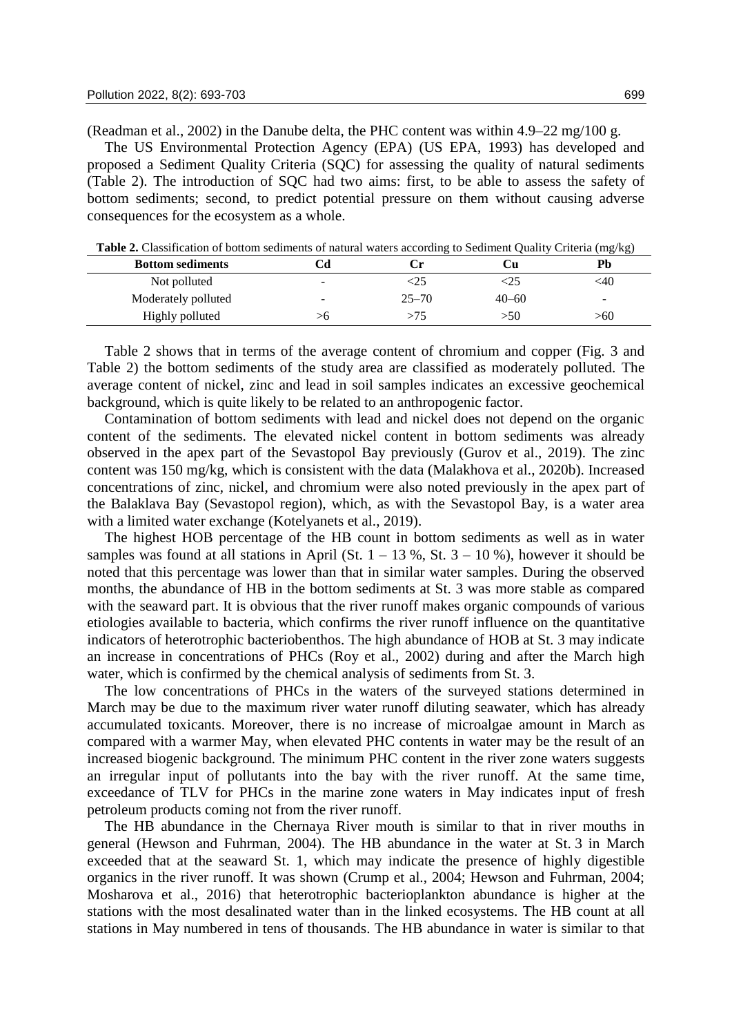(Readman et al., 2002) in the Danube delta, the PHC content was within 4.9–22 mg/100 g.

The US Environmental Protection Agency (EPA) (US EPA, 1993) has developed and proposed a Sediment Quality Criteria (SQC) for assessing the quality of natural sediments (Table 2). The introduction of SQC had two aims: first, to be able to assess the safety of bottom sediments; second, to predict potential pressure on them without causing adverse consequences for the ecosystem as a whole.

**Table 2.** Classification of bottom sediments of natural waters according to Sediment Quality Criteria (mg/kg)

| Bottom sediments | Cd | Cr | Cu | Pb |
|---|---|---|---|---|
| Not polluted | - | <25 | <25 | <40 |
| Moderately polluted | - | 25–70 | 40–60 | - |
| Highly polluted | >6 | >75 | >50 | >60 |

Table 2 shows that in terms of the average content of chromium and copper (Fig. 3 and Table 2) the bottom sediments of the study area are classified as moderately polluted. The average content of nickel, zinc and lead in soil samples indicates an excessive geochemical background, which is quite likely to be related to an anthropogenic factor.

Contamination of bottom sediments with lead and nickel does not depend on the organic content of the sediments. The elevated nickel content in bottom sediments was already observed in the apex part of the Sevastopol Bay previously (Gurov et al., 2019). The zinc content was 150 mg/kg, which is consistent with the data (Malakhova et al., 2020b). Increased concentrations of zinc, nickel, and chromium were also noted previously in the apex part of the Balaklava Bay (Sevastopol region), which, as with the Sevastopol Bay, is a water area with a limited water exchange (Kotelyanets et al., 2019).

The highest HOB percentage of the HB count in bottom sediments as well as in water samples was found at all stations in April (St. 1 – 13 %, St. 3 – 10 %), however it should be noted that this percentage was lower than that in similar water samples. During the observed months, the abundance of HB in the bottom sediments at St. 3 was more stable as compared with the seaward part. It is obvious that the river runoff makes organic compounds of various etiologies available to bacteria, which confirms the river runoff influence on the quantitative indicators of heterotrophic bacteriobenthos. The high abundance of HOB at St. 3 may indicate an increase in concentrations of PHCs (Roy et al., 2002) during and after the March high water, which is confirmed by the chemical analysis of sediments from St. 3.

The low concentrations of PHCs in the waters of the surveyed stations determined in March may be due to the maximum river water runoff diluting seawater, which has already accumulated toxicants. Moreover, there is no increase of microalgae amount in March as compared with a warmer May, when elevated PHC contents in water may be the result of an increased biogenic background. The minimum PHC content in the river zone waters suggests an irregular input of pollutants into the bay with the river runoff. At the same time, exceedance of TLV for PHCs in the marine zone waters in May indicates input of fresh petroleum products coming not from the river runoff.

The HB abundance in the Chernaya River mouth is similar to that in river mouths in general (Hewson and Fuhrman, 2004). The HB abundance in the water at St. 3 in March exceeded that at the seaward St. 1, which may indicate the presence of highly digestible organics in the river runoff. It was shown (Crump et al., 2004; Hewson and Fuhrman, 2004; Mosharova et al., 2016) that heterotrophic bacterioplankton abundance is higher at the stations with the most desalinated water than in the linked ecosystems. The HB count at all stations in May numbered in tens of thousands. The HB abundance in water is similar to that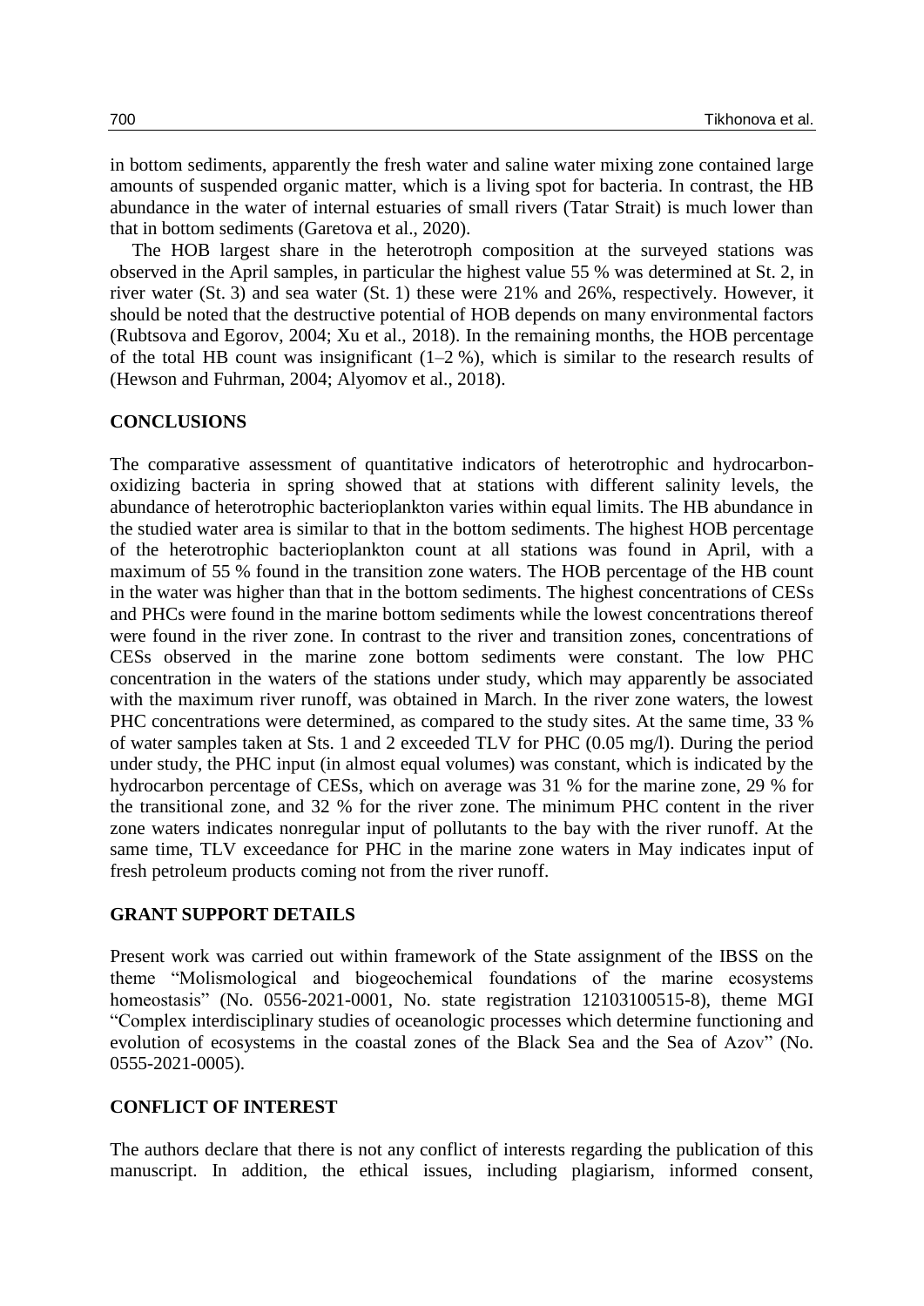in bottom sediments, apparently the fresh water and saline water mixing zone contained large amounts of suspended organic matter, which is a living spot for bacteria. In contrast, the HB abundance in the water of internal estuaries of small rivers (Tatar Strait) is much lower than that in bottom sediments (Garetova et al., 2020).

The HOB largest share in the heterotroph composition at the surveyed stations was observed in the April samples, in particular the highest value 55 % was determined at St. 2, in river water (St. 3) and sea water (St. 1) these were 21% and 26%, respectively. However, it should be noted that the destructive potential of HOB depends on many environmental factors (Rubtsova and Egorov, 2004; Xu et al., 2018). In the remaining months, the HOB percentage of the total HB count was insignificant (1–2 %), which is similar to the research results of (Hewson and Fuhrman, 2004; Alyomov et al., 2018).

## CONCLUSIONS

The comparative assessment of quantitative indicators of heterotrophic and hydrocarbon-oxidizing bacteria in spring showed that at stations with different salinity levels, the abundance of heterotrophic bacterioplankton varies within equal limits. The HB abundance in the studied water area is similar to that in the bottom sediments. The highest HOB percentage of the heterotrophic bacterioplankton count at all stations was found in April, with a maximum of 55 % found in the transition zone waters. The HOB percentage of the HB count in the water was higher than that in the bottom sediments. The highest concentrations of CESs and PHCs were found in the marine bottom sediments while the lowest concentrations thereof were found in the river zone. In contrast to the river and transition zones, concentrations of CESs observed in the marine zone bottom sediments were constant. The low PHC concentration in the waters of the stations under study, which may apparently be associated with the maximum river runoff, was obtained in March. In the river zone waters, the lowest PHC concentrations were determined, as compared to the study sites. At the same time, 33 % of water samples taken at Sts. 1 and 2 exceeded TLV for PHC (0.05 mg/l). During the period under study, the PHC input (in almost equal volumes) was constant, which is indicated by the hydrocarbon percentage of CESs, which on average was 31 % for the marine zone, 29 % for the transitional zone, and 32 % for the river zone. The minimum PHC content in the river zone waters indicates nonregular input of pollutants to the bay with the river runoff. At the same time, TLV exceedance for PHC in the marine zone waters in May indicates input of fresh petroleum products coming not from the river runoff.

## GRANT SUPPORT DETAILS

Present work was carried out within framework of the State assignment of the IBSS on the theme "Molismological and biogeochemical foundations of the marine ecosystems homeostasis" (No. 0556-2021-0001, No. state registration 12103100515-8), theme MGI "Complex interdisciplinary studies of oceanologic processes which determine functioning and evolution of ecosystems in the coastal zones of the Black Sea and the Sea of Azov" (No. 0555-2021-0005).

## CONFLICT OF INTEREST

The authors declare that there is not any conflict of interests regarding the publication of this manuscript. In addition, the ethical issues, including plagiarism, informed consent,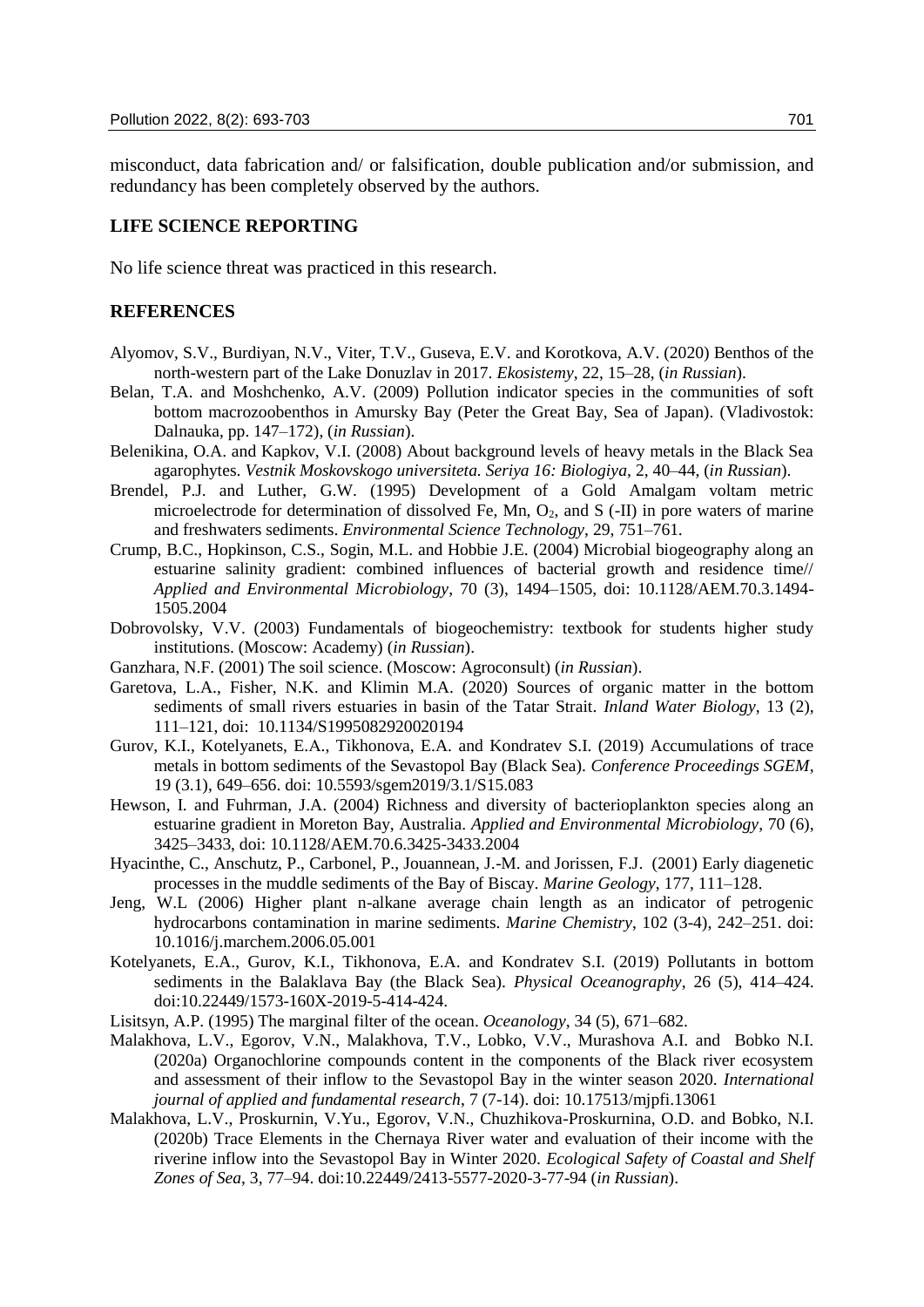misconduct, data fabrication and/ or falsification, double publication and/or submission, and redundancy has been completely observed by the authors.

## LIFE SCIENCE REPORTING

No life science threat was practiced in this research.

## REFERENCES

Alyomov, S.V., Burdiyan, N.V., Viter, T.V., Guseva, E.V. and Korotkova, A.V. (2020) Benthos of the north-western part of the Lake Donuzlav in 2017. *Ekosistemy*, 22, 15–28, (*in Russian*).

Belan, T.A. and Moshchenko, A.V. (2009) Pollution indicator species in the communities of soft bottom macrozoobenthos in Amursky Bay (Peter the Great Bay, Sea of Japan). (Vladivostok: Dalnauka, pp. 147–172), (*in Russian*).

Belenikina, O.A. and Kapkov, V.I. (2008) About background levels of heavy metals in the Black Sea agarophytes. *Vestnik Moskovskogo universiteta. Seriya 16: Biologiya*, 2, 40–44, (*in Russian*).

Brendel, P.J. and Luther, G.W. (1995) Development of a Gold Amalgam voltam metric microelectrode for determination of dissolved Fe, Mn, $O_2$, and S (-II) in pore waters of marine and freshwaters sediments. *Environmental Science Technology*, 29, 751–761.

Crump, B.C., Hopkinson, C.S., Sogin, M.L. and Hobbie J.E. (2004) Microbial biogeography along an estuarine salinity gradient: combined influences of bacterial growth and residence time// *Applied and Environmental Microbiology*, 70 (3), 1494–1505, doi: 10.1128/AEM.70.3.1494-1505.2004

Dobrovolsky, V.V. (2003) Fundamentals of biogeochemistry: textbook for students higher study institutions. (Moscow: Academy) (*in Russian*).

Ganzhara, N.F. (2001) The soil science. (Moscow: Agroconsult) (*in Russian*).

Garetova, L.A., Fisher, N.K. and Klimin M.A. (2020) Sources of organic matter in the bottom sediments of small rivers estuaries in basin of the Tatar Strait. *Inland Water Biology*, 13 (2), 111–121, doi: 10.1134/S1995082920020194

Gurov, K.I., Kotelyanets, E.A., Tikhonova, E.A. and Kondratev S.I. (2019) Accumulations of trace metals in bottom sediments of the Sevastopol Bay (Black Sea). *Conference Proceedings SGEM*, 19 (3.1), 649–656. doi: 10.5593/sgem2019/3.1/S15.083

Hewson, I. and Fuhrman, J.A. (2004) Richness and diversity of bacterioplankton species along an estuarine gradient in Moreton Bay, Australia. *Applied and Environmental Microbiology*, 70 (6), 3425–3433, doi: 10.1128/AEM.70.6.3425-3433.2004

Hyacinthe, C., Anschutz, P., Carbonel, P., Jouannean, J.-M. and Jorissen, F.J. (2001) Early diagenetic processes in the muddle sediments of the Bay of Biscay. *Marine Geology*, 177, 111–128.

Jeng, W.L (2006) Higher plant n-alkane average chain length as an indicator of petrogenic hydrocarbons contamination in marine sediments. *Marine Chemistry*, 102 (3-4), 242–251. doi: 10.1016/j.marchem.2006.05.001

Kotelyanets, E.A., Gurov, K.I., Tikhonova, E.A. and Kondratev S.I. (2019) Pollutants in bottom sediments in the Balaklava Bay (the Black Sea). *Physical Oceanography*, 26 (5), 414–424. doi:10.22449/1573-160X-2019-5-414-424.

Lisitsyn, A.P. (1995) The marginal filter of the ocean. *Oceanology*, 34 (5), 671–682.

Malakhova, L.V., Egorov, V.N., Malakhova, T.V., Lobko, V.V., Murashova A.I. and Bobko N.I. (2020a) Organochlorine compounds content in the components of the Black river ecosystem and assessment of their inflow to the Sevastopol Bay in the winter season 2020. *International journal of applied and fundamental research*, 7 (7-14). doi: 10.17513/mjpfi.13061

Malakhova, L.V., Proskurnin, V.Yu., Egorov, V.N., Chuzhikova-Proskurnina, O.D. and Bobko, N.I. (2020b) Trace Elements in the Chernaya River water and evaluation of their income with the riverine inflow into the Sevastopol Bay in Winter 2020. *Ecological Safety of Coastal and Shelf Zones of Sea*, 3, 77–94. doi:10.22449/2413-5577-2020-3-77-94 (*in Russian*).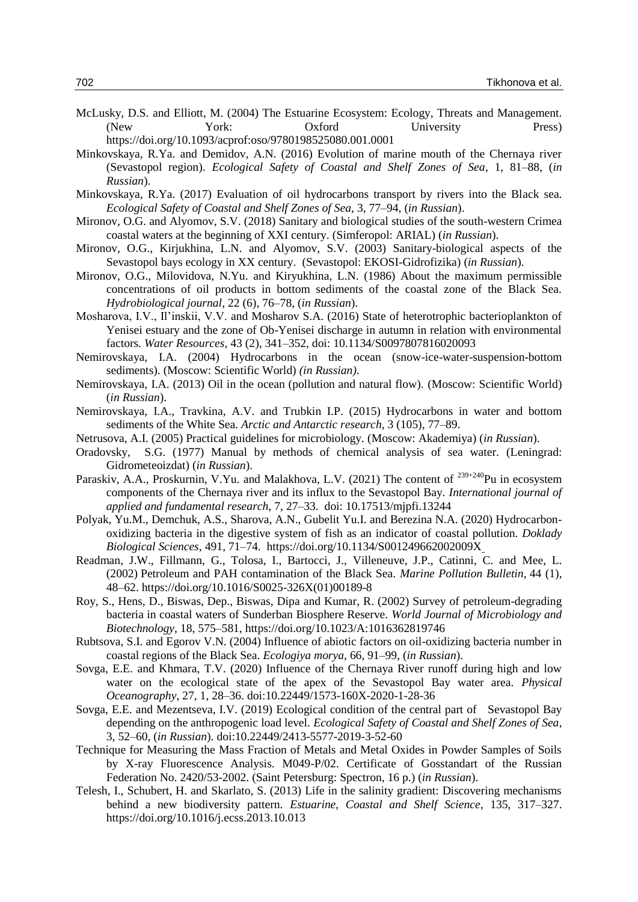McLusky, D.S. and Elliott, M. (2004) The Estuarine Ecosystem: Ecology, Threats and Management. (New York: Oxford University Press) https://doi.org/10.1093/acprof:oso/9780198525080.001.0001

Minkovskaya, R.Ya. and Demidov, A.N. (2016) Evolution of marine mouth of the Chernaya river (Sevastopol region). *Ecological Safety of Coastal and Shelf Zones of Sea*, 1, 81–88, (*in Russian*).

Minkovskaya, R.Ya. (2017) Evaluation of oil hydrocarbons transport by rivers into the Black sea. *Ecological Safety of Coastal and Shelf Zones of Sea*, 3, 77–94, (*in Russian*).

Mironov, O.G. and Alyomov, S.V. (2018) Sanitary and biological studies of the south-western Crimea coastal waters at the beginning of XXI century. (Simferopol: ARIAL) (*in Russian*).

Mironov, O.G., Kirjukhina, L.N. and Alyomov, S.V. (2003) Sanitary-biological aspects of the Sevastopol bays ecology in XX century. (Sevastopol: EKOSI-Gidrofizika) (*in Russian*).

Mironov, O.G., Milovidova, N.Yu. and Kiryukhina, L.N. (1986) About the maximum permissible concentrations of oil products in bottom sediments of the coastal zone of the Black Sea. *Hydrobiological journal*, 22 (6), 76–78, (*in Russian*).

Mosharova, I.V., Il'inskii, V.V. and Mosharov S.A. (2016) State of heterotrophic bacterioplankton of Yenisei estuary and the zone of Ob-Yenisei discharge in autumn in relation with environmental factors. *Water Resources*, 43 (2), 341–352, doi: 10.1134/S0097807816020093

Nemirovskaya, I.A. (2004) Hydrocarbons in the ocean (snow-ice-water-suspension-bottom sediments). (Moscow: Scientific World) *(in Russian)*.

Nemirovskaya, I.A. (2013) Oil in the ocean (pollution and natural flow). (Moscow: Scientific World) (*in Russian*).

Nemirovskaya, I.A., Travkina, A.V. and Trubkin I.P. (2015) Hydrocarbons in water and bottom sediments of the White Sea. *Arctic and Antarctic research*, 3 (105), 77–89.

Netrusova, A.I. (2005) Practical guidelines for microbiology. (Moscow: Akademiya) (*in Russian*).

Oradovsky, S.G. (1977) Manual by methods of chemical analysis of sea water. (Leningrad: Gidrometeoizdat) (*in Russian*).

Paraskiv, A.A., Proskurnin, V.Yu. and Malakhova, L.V. (2021) The content of $^{239+240}$Pu in ecosystem components of the Chernaya river and its influx to the Sevastopol Bay. *International journal of applied and fundamental research*, 7, 27–33. doi: 10.17513/mjpfi.13244

Polyak, Yu.M., Demchuk, A.S., Sharova, A.N., Gubelit Yu.I. and Berezina N.A. (2020) Hydrocarbon-oxidizing bacteria in the digestive system of fish as an indicator of coastal pollution. *Doklady Biological Sciences*, 491, 71–74. https://doi.org/10.1134/S001249662002009X

Readman, J.W., Fillmann, G., Tolosa, I., Bartocci, J., Villeneuve, J.P., Catinni, C. and Mee, L. (2002) Petroleum and PAH contamination of the Black Sea. *Marine Pollution Bulletin*, 44 (1), 48–62. https://doi.org/10.1016/S0025-326X(01)00189-8

Roy, S., Hens, D., Biswas, Dep., Biswas, Dipa and Kumar, R. (2002) Survey of petroleum-degrading bacteria in coastal waters of Sunderban Biosphere Reserve. *World Journal of Microbiology and Biotechnology*, 18, 575–581, https://doi.org/10.1023/A:1016362819746

Rubtsova, S.I. and Egorov V.N. (2004) Influence of abiotic factors on oil-oxidizing bacteria number in coastal regions of the Black Sea. *Ecologiya morya*, 66, 91–99, (*in Russian*).

Sovga, E.E. and Khmara, T.V. (2020) Influence of the Chernaya River runoff during high and low water on the ecological state of the apex of the Sevastopol Bay water area. *Physical Oceanography*, 27, 1, 28–36. doi:10.22449/1573-160X-2020-1-28-36

Sovga, E.E. and Mezentseva, I.V. (2019) Ecological condition of the central part of Sevastopol Bay depending on the anthropogenic load level. *Ecological Safety of Coastal and Shelf Zones of Sea*, 3, 52–60, (*in Russian*). doi:10.22449/2413-5577-2019-3-52-60

Technique for Measuring the Mass Fraction of Metals and Metal Oxides in Powder Samples of Soils by X-ray Fluorescence Analysis. M049-P/02. Certificate of Gosstandart of the Russian Federation No. 2420/53-2002. (Saint Petersburg: Spectron, 16 p.) (*in Russian*).

Telesh, I., Schubert, H. and Skarlato, S. (2013) Life in the salinity gradient: Discovering mechanisms behind a new biodiversity pattern. *Estuarine, Coastal and Shelf Science*, 135, 317–327. https://doi.org/10.1016/j.ecss.2013.10.013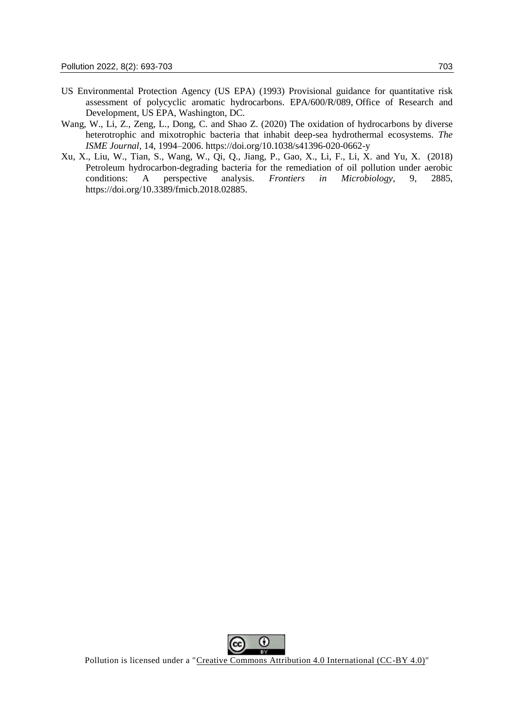US Environmental Protection Agency (US EPA) (1993) Provisional guidance for quantitative risk assessment of polycyclic aromatic hydrocarbons. EPA/600/R/089, Office of Research and Development, US EPA, Washington, DC.

Wang, W., Li, Z., Zeng, L., Dong, C. and Shao Z. (2020) The oxidation of hydrocarbons by diverse heterotrophic and mixotrophic bacteria that inhabit deep-sea hydrothermal ecosystems. *The ISME Journal*, 14, 1994–2006. https://doi.org/10.1038/s41396-020-0662-y

Xu, X., Liu, W., Tian, S., Wang, W., Qi, Q., Jiang, P., Gao, X., Li, F., Li, X. and Yu, X. (2018) Petroleum hydrocarbon-degrading bacteria for the remediation of oil pollution under aerobic conditions: A perspective analysis. *Frontiers in Microbiology*, 9, 2885, https://doi.org/10.3389/fmicb.2018.02885.

Pollution is licensed under a "Creative Commons Attribution 4.0 International (CC-BY 4.0)"